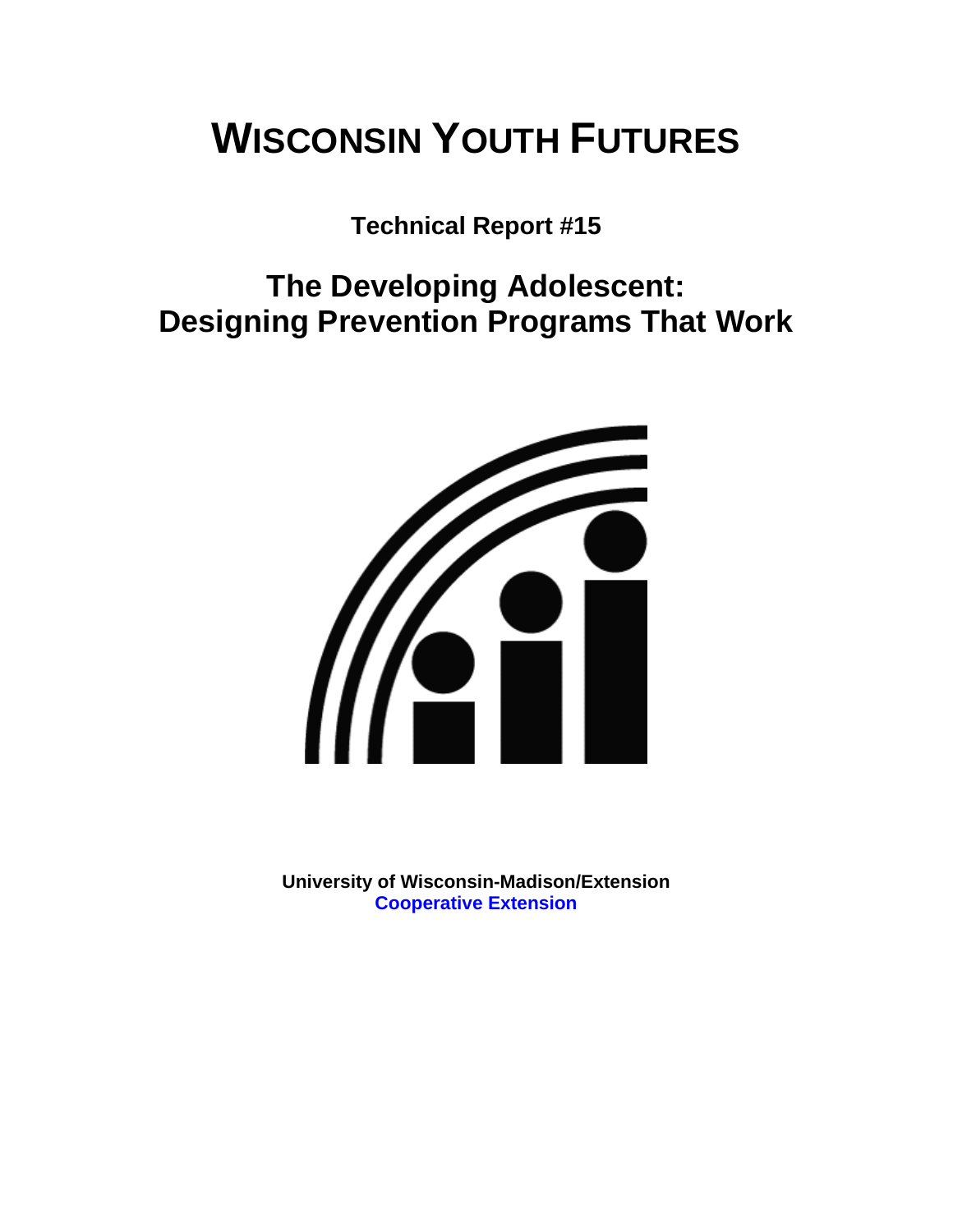# WISCONSIN YOUTH FUTURES

**Technical Report #15**

## The Developing Adolescent: Designing Prevention Programs That Work

**University of Wisconsin-Madison/Extension**
**Cooperative Extension**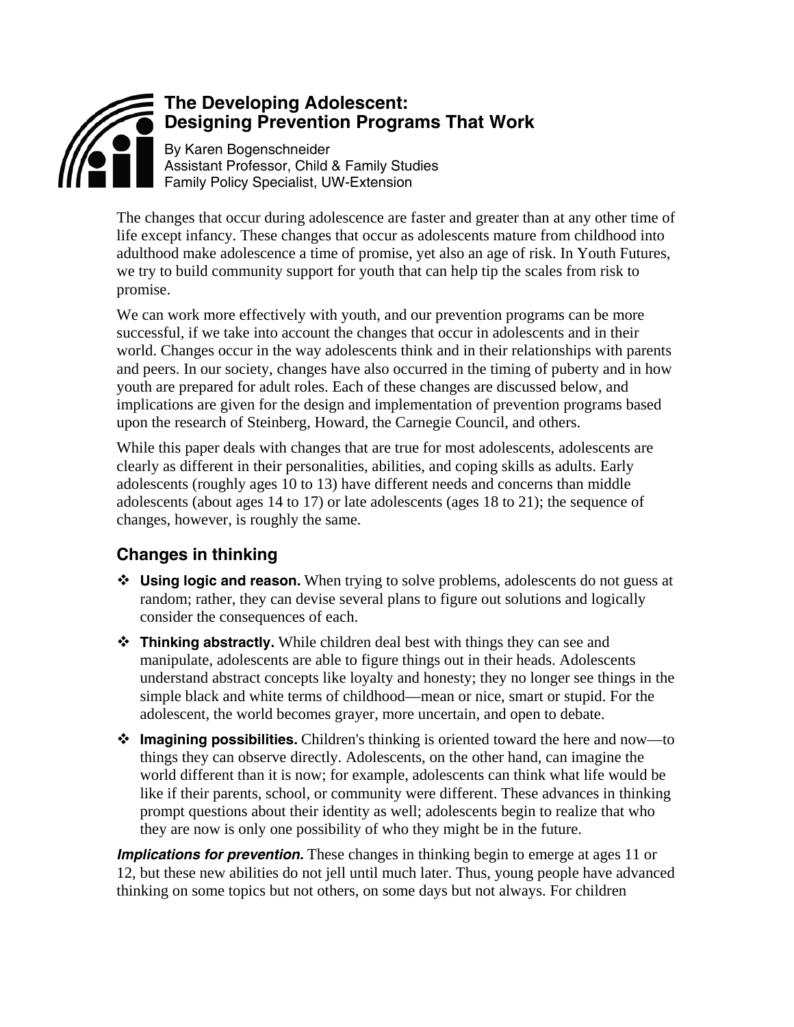# The Developing Adolescent: Designing Prevention Programs That Work

By Karen Bogenschneider
Assistant Professor, Child & Family Studies
Family Policy Specialist, UW-Extension

The changes that occur during adolescence are faster and greater than at any other time of life except infancy. These changes that occur as adolescents mature from childhood into adulthood make adolescence a time of promise, yet also an age of risk. In Youth Futures, we try to build community support for youth that can help tip the scales from risk to promise.

We can work more effectively with youth, and our prevention programs can be more successful, if we take into account the changes that occur in adolescents and in their world. Changes occur in the way adolescents think and in their relationships with parents and peers. In our society, changes have also occurred in the timing of puberty and in how youth are prepared for adult roles. Each of these changes are discussed below, and implications are given for the design and implementation of prevention programs based upon the research of Steinberg, Howard, the Carnegie Council, and others.

While this paper deals with changes that are true for most adolescents, adolescents are clearly as different in their personalities, abilities, and coping skills as adults. Early adolescents (roughly ages 10 to 13) have different needs and concerns than middle adolescents (about ages 14 to 17) or late adolescents (ages 18 to 21); the sequence of changes, however, is roughly the same.

## Changes in thinking

- **Using logic and reason.** When trying to solve problems, adolescents do not guess at random; rather, they can devise several plans to figure out solutions and logically consider the consequences of each.
- **Thinking abstractly.** While children deal best with things they can see and manipulate, adolescents are able to figure things out in their heads. Adolescents understand abstract concepts like loyalty and honesty; they no longer see things in the simple black and white terms of childhood—mean or nice, smart or stupid. For the adolescent, the world becomes grayer, more uncertain, and open to debate.
- **Imagining possibilities.** Children's thinking is oriented toward the here and now—to things they can observe directly. Adolescents, on the other hand, can imagine the world different than it is now; for example, adolescents can think what life would be like if their parents, school, or community were different. These advances in thinking prompt questions about their identity as well; adolescents begin to realize that who they are now is only one possibility of who they might be in the future.

***Implications for prevention.*** These changes in thinking begin to emerge at ages 11 or 12, but these new abilities do not jell until much later. Thus, young people have advanced thinking on some topics but not others, on some days but not always. For children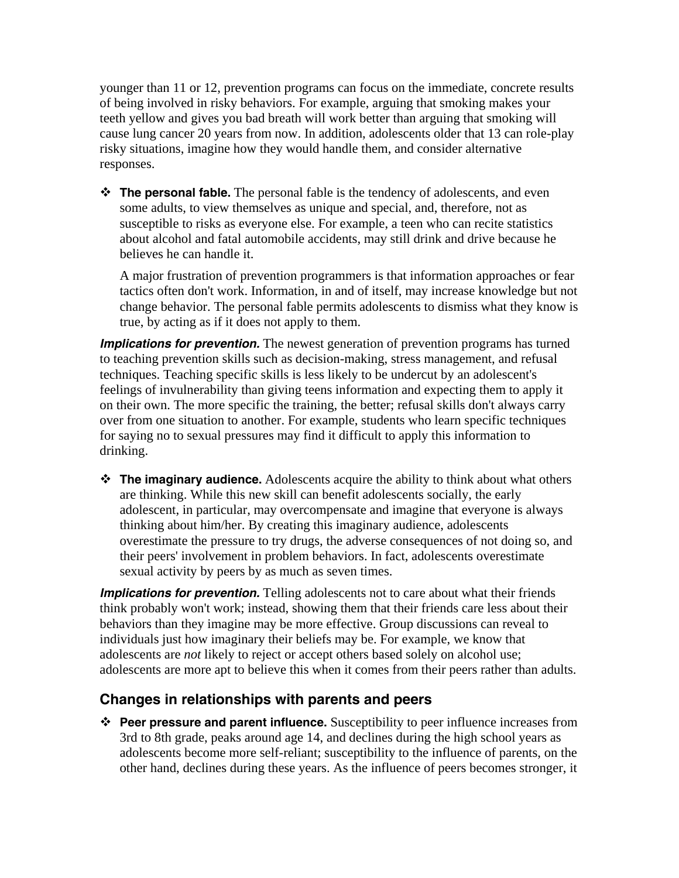younger than 11 or 12, prevention programs can focus on the immediate, concrete results of being involved in risky behaviors. For example, arguing that smoking makes your teeth yellow and gives you bad breath will work better than arguing that smoking will cause lung cancer 20 years from now. In addition, adolescents older that 13 can role-play risky situations, imagine how they would handle them, and consider alternative responses.

- **The personal fable.** The personal fable is the tendency of adolescents, and even some adults, to view themselves as unique and special, and, therefore, not as susceptible to risks as everyone else. For example, a teen who can recite statistics about alcohol and fatal automobile accidents, may still drink and drive because he believes he can handle it.

  A major frustration of prevention programmers is that information approaches or fear tactics often don't work. Information, in and of itself, may increase knowledge but not change behavior. The personal fable permits adolescents to dismiss what they know is true, by acting as if it does not apply to them.

***Implications for prevention.*** The newest generation of prevention programs has turned to teaching prevention skills such as decision-making, stress management, and refusal techniques. Teaching specific skills is less likely to be undercut by an adolescent's feelings of invulnerability than giving teens information and expecting them to apply it on their own. The more specific the training, the better; refusal skills don't always carry over from one situation to another. For example, students who learn specific techniques for saying no to sexual pressures may find it difficult to apply this information to drinking.

- **The imaginary audience.** Adolescents acquire the ability to think about what others are thinking. While this new skill can benefit adolescents socially, the early adolescent, in particular, may overcompensate and imagine that everyone is always thinking about him/her. By creating this imaginary audience, adolescents overestimate the pressure to try drugs, the adverse consequences of not doing so, and their peers' involvement in problem behaviors. In fact, adolescents overestimate sexual activity by peers by as much as seven times.

***Implications for prevention.*** Telling adolescents not to care about what their friends think probably won't work; instead, showing them that their friends care less about their behaviors than they imagine may be more effective. Group discussions can reveal to individuals just how imaginary their beliefs may be. For example, we know that adolescents are *not* likely to reject or accept others based solely on alcohol use; adolescents are more apt to believe this when it comes from their peers rather than adults.

## Changes in relationships with parents and peers

- **Peer pressure and parent influence.** Susceptibility to peer influence increases from 3rd to 8th grade, peaks around age 14, and declines during the high school years as adolescents become more self-reliant; susceptibility to the influence of parents, on the other hand, declines during these years. As the influence of peers becomes stronger, it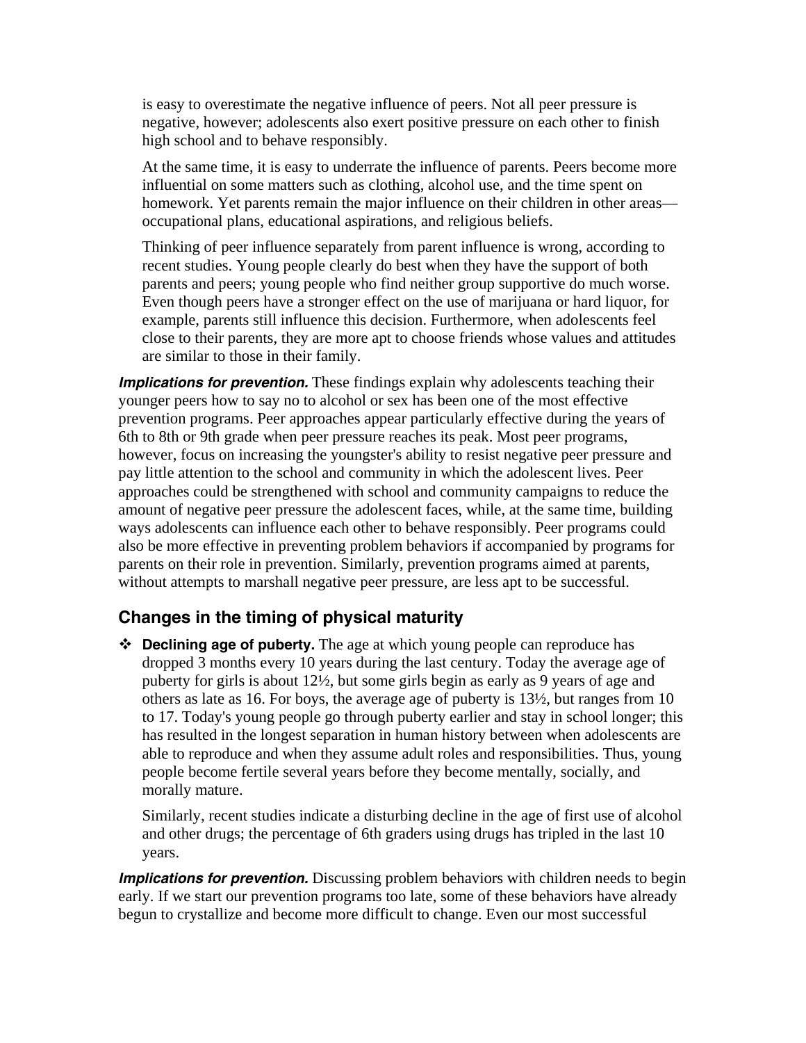is easy to overestimate the negative influence of peers. Not all peer pressure is negative, however; adolescents also exert positive pressure on each other to finish high school and to behave responsibly.

At the same time, it is easy to underrate the influence of parents. Peers become more influential on some matters such as clothing, alcohol use, and the time spent on homework. Yet parents remain the major influence on their children in other areas—occupational plans, educational aspirations, and religious beliefs.

Thinking of peer influence separately from parent influence is wrong, according to recent studies. Young people clearly do best when they have the support of both parents and peers; young people who find neither group supportive do much worse. Even though peers have a stronger effect on the use of marijuana or hard liquor, for example, parents still influence this decision. Furthermore, when adolescents feel close to their parents, they are more apt to choose friends whose values and attitudes are similar to those in their family.

***Implications for prevention.*** These findings explain why adolescents teaching their younger peers how to say no to alcohol or sex has been one of the most effective prevention programs. Peer approaches appear particularly effective during the years of 6th to 8th or 9th grade when peer pressure reaches its peak. Most peer programs, however, focus on increasing the youngster's ability to resist negative peer pressure and pay little attention to the school and community in which the adolescent lives. Peer approaches could be strengthened with school and community campaigns to reduce the amount of negative peer pressure the adolescent faces, while, at the same time, building ways adolescents can influence each other to behave responsibly. Peer programs could also be more effective in preventing problem behaviors if accompanied by programs for parents on their role in prevention. Similarly, prevention programs aimed at parents, without attempts to marshall negative peer pressure, are less apt to be successful.

## Changes in the timing of physical maturity

- **Declining age of puberty.** The age at which young people can reproduce has dropped 3 months every 10 years during the last century. Today the average age of puberty for girls is about 12½, but some girls begin as early as 9 years of age and others as late as 16. For boys, the average age of puberty is 13½, but ranges from 10 to 17. Today's young people go through puberty earlier and stay in school longer; this has resulted in the longest separation in human history between when adolescents are able to reproduce and when they assume adult roles and responsibilities. Thus, young people become fertile several years before they become mentally, socially, and morally mature.

  Similarly, recent studies indicate a disturbing decline in the age of first use of alcohol and other drugs; the percentage of 6th graders using drugs has tripled in the last 10 years.

***Implications for prevention.*** Discussing problem behaviors with children needs to begin early. If we start our prevention programs too late, some of these behaviors have already begun to crystallize and become more difficult to change. Even our most successful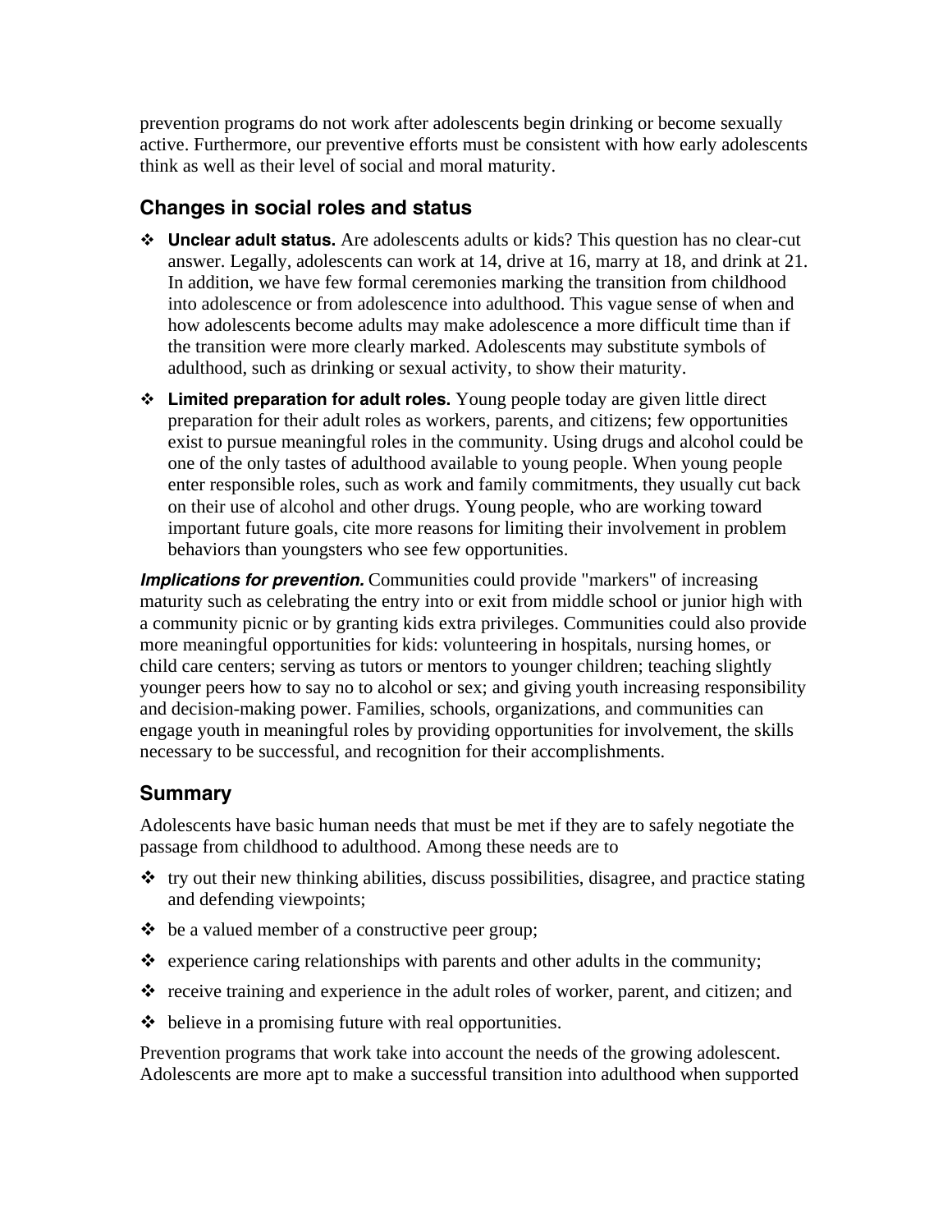prevention programs do not work after adolescents begin drinking or become sexually active. Furthermore, our preventive efforts must be consistent with how early adolescents think as well as their level of social and moral maturity.

## Changes in social roles and status

- **Unclear adult status.** Are adolescents adults or kids? This question has no clear-cut answer. Legally, adolescents can work at 14, drive at 16, marry at 18, and drink at 21. In addition, we have few formal ceremonies marking the transition from childhood into adolescence or from adolescence into adulthood. This vague sense of when and how adolescents become adults may make adolescence a more difficult time than if the transition were more clearly marked. Adolescents may substitute symbols of adulthood, such as drinking or sexual activity, to show their maturity.
- **Limited preparation for adult roles.** Young people today are given little direct preparation for their adult roles as workers, parents, and citizens; few opportunities exist to pursue meaningful roles in the community. Using drugs and alcohol could be one of the only tastes of adulthood available to young people. When young people enter responsible roles, such as work and family commitments, they usually cut back on their use of alcohol and other drugs. Young people, who are working toward important future goals, cite more reasons for limiting their involvement in problem behaviors than youngsters who see few opportunities.

***Implications for prevention.*** Communities could provide "markers" of increasing maturity such as celebrating the entry into or exit from middle school or junior high with a community picnic or by granting kids extra privileges. Communities could also provide more meaningful opportunities for kids: volunteering in hospitals, nursing homes, or child care centers; serving as tutors or mentors to younger children; teaching slightly younger peers how to say no to alcohol or sex; and giving youth increasing responsibility and decision-making power. Families, schools, organizations, and communities can engage youth in meaningful roles by providing opportunities for involvement, the skills necessary to be successful, and recognition for their accomplishments.

## Summary

Adolescents have basic human needs that must be met if they are to safely negotiate the passage from childhood to adulthood. Among these needs are to

- try out their new thinking abilities, discuss possibilities, disagree, and practice stating and defending viewpoints;
- be a valued member of a constructive peer group;
- experience caring relationships with parents and other adults in the community;
- receive training and experience in the adult roles of worker, parent, and citizen; and
- believe in a promising future with real opportunities.

Prevention programs that work take into account the needs of the growing adolescent. Adolescents are more apt to make a successful transition into adulthood when supported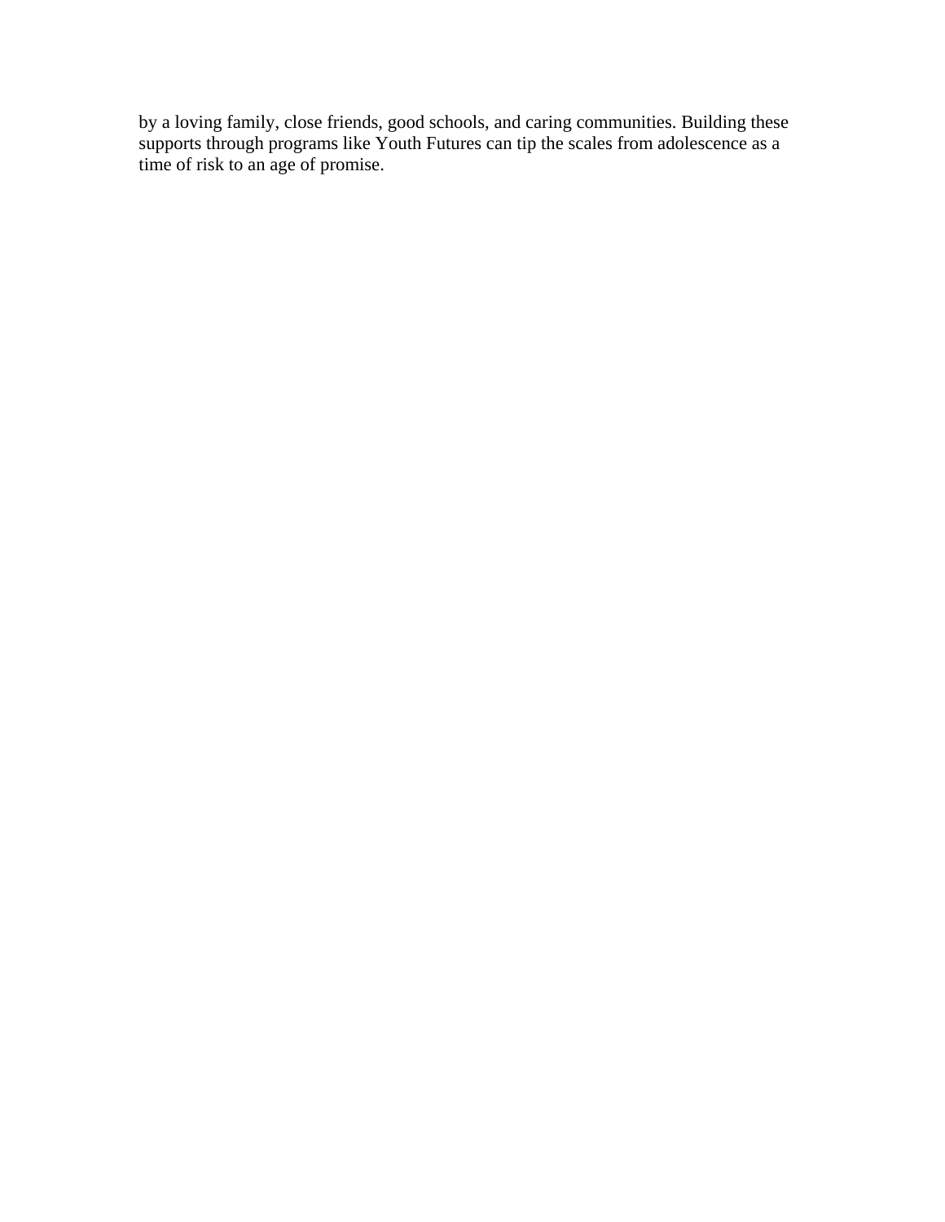by a loving family, close friends, good schools, and caring communities. Building these supports through programs like Youth Futures can tip the scales from adolescence as a time of risk to an age of promise.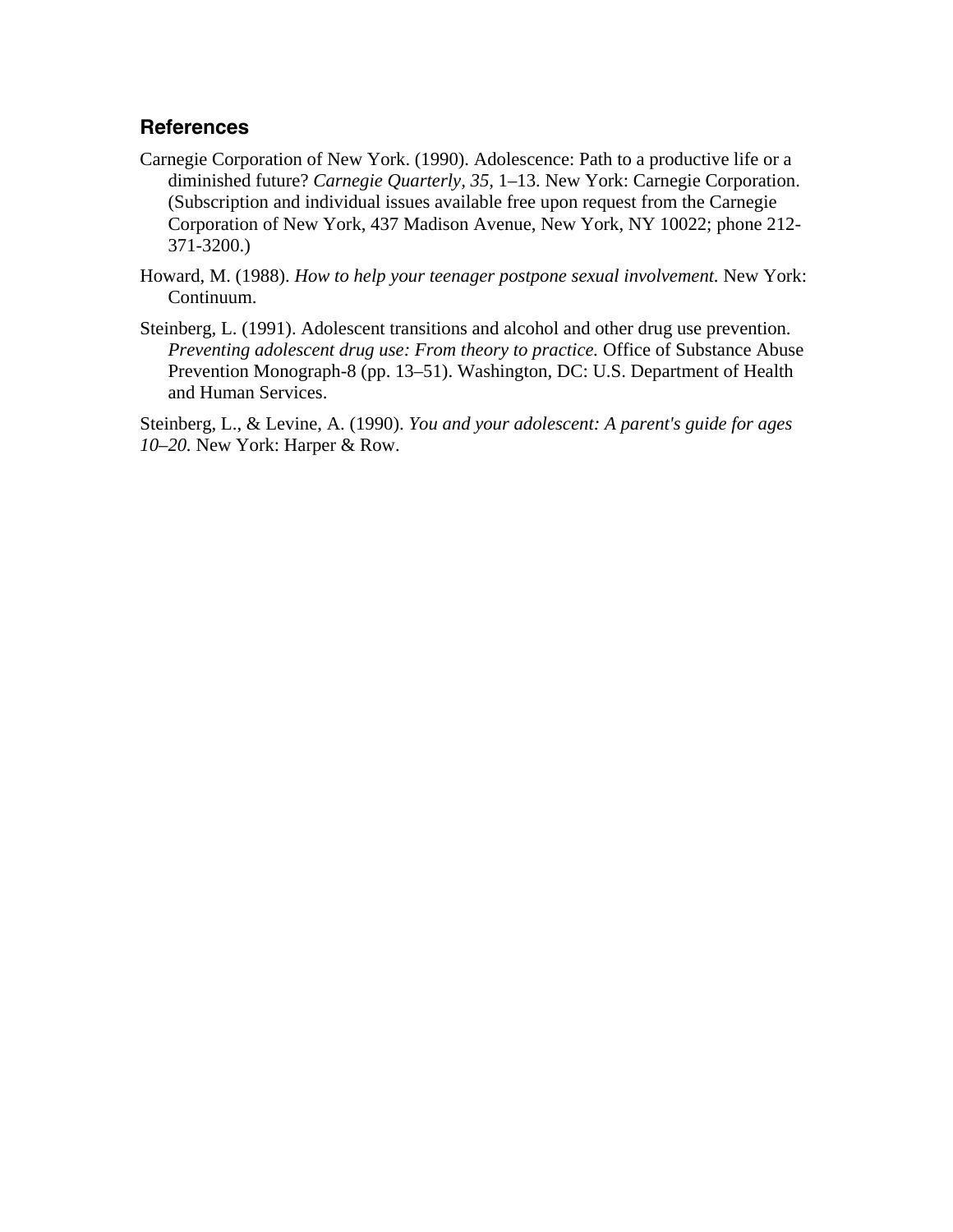## References

Carnegie Corporation of New York. (1990). Adolescence: Path to a productive life or a diminished future? *Carnegie Quarterly, 35,* 1–13. New York: Carnegie Corporation. (Subscription and individual issues available free upon request from the Carnegie Corporation of New York, 437 Madison Avenue, New York, NY 10022; phone 212-371-3200.)

Howard, M. (1988). *How to help your teenager postpone sexual involvement.* New York: Continuum.

Steinberg, L. (1991). Adolescent transitions and alcohol and other drug use prevention. *Preventing adolescent drug use: From theory to practice.* Office of Substance Abuse Prevention Monograph-8 (pp. 13–51). Washington, DC: U.S. Department of Health and Human Services.

Steinberg, L., & Levine, A. (1990). *You and your adolescent: A parent's guide for ages 10–20.* New York: Harper & Row.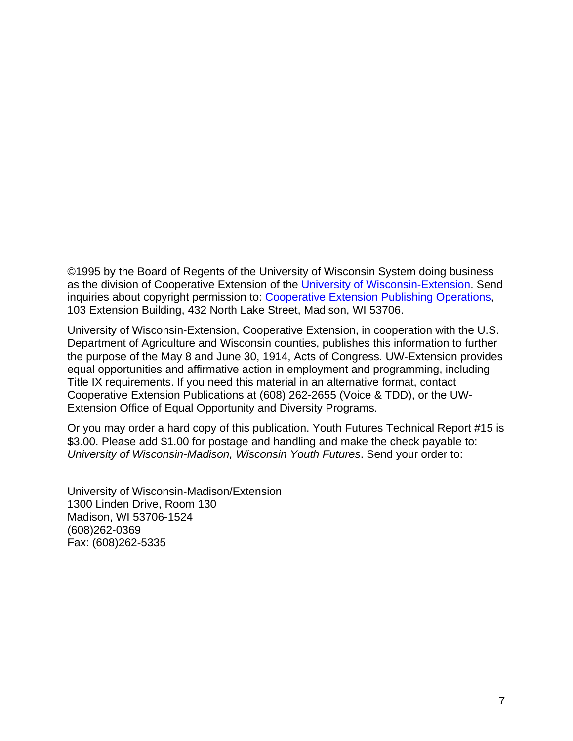©1995 by the Board of Regents of the University of Wisconsin System doing business as the division of Cooperative Extension of the University of Wisconsin-Extension. Send inquiries about copyright permission to: Cooperative Extension Publishing Operations, 103 Extension Building, 432 North Lake Street, Madison, WI 53706.

University of Wisconsin-Extension, Cooperative Extension, in cooperation with the U.S. Department of Agriculture and Wisconsin counties, publishes this information to further the purpose of the May 8 and June 30, 1914, Acts of Congress. UW-Extension provides equal opportunities and affirmative action in employment and programming, including Title IX requirements. If you need this material in an alternative format, contact Cooperative Extension Publications at (608) 262-2655 (Voice & TDD), or the UW-Extension Office of Equal Opportunity and Diversity Programs.

Or you may order a hard copy of this publication. Youth Futures Technical Report #15 is $3.00. Please add $1.00 for postage and handling and make the check payable to: *University of Wisconsin-Madison, Wisconsin Youth Futures*. Send your order to:

University of Wisconsin-Madison/Extension
1300 Linden Drive, Room 130
Madison, WI 53706-1524
(608)262-0369
Fax: (608)262-5335